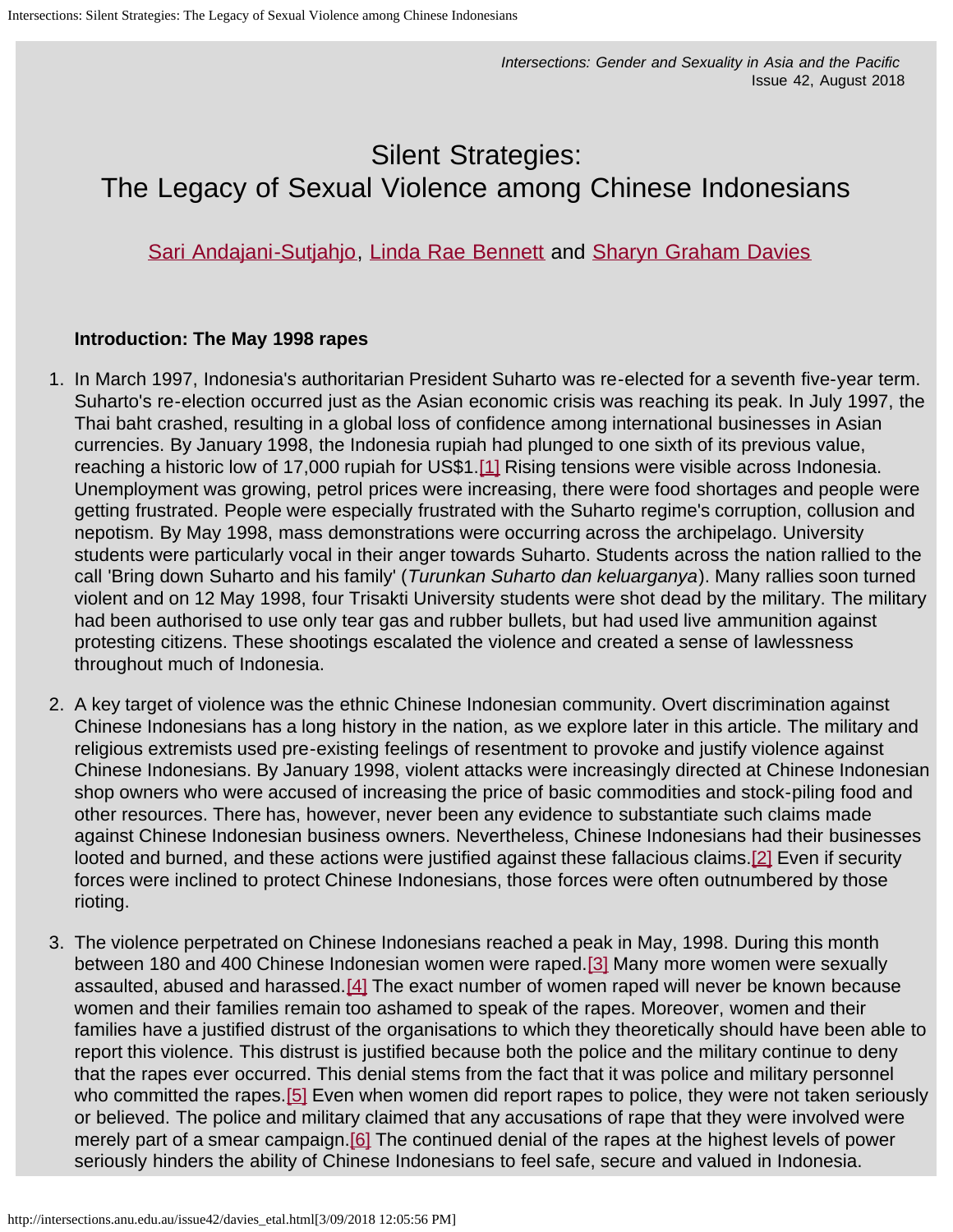*Intersections: Gender and Sexuality in Asia and the Pacific*
Issue 42, August 2018

# Silent Strategies: The Legacy of Sexual Violence among Chinese Indonesians

Sari Andajani-Sutjahjo, Linda Rae Bennett and Sharyn Graham Davies

### Introduction: The May 1998 rapes

1. In March 1997, Indonesia's authoritarian President Suharto was re-elected for a seventh five-year term. Suharto's re-election occurred just as the Asian economic crisis was reaching its peak. In July 1997, the Thai baht crashed, resulting in a global loss of confidence among international businesses in Asian currencies. By January 1998, the Indonesia rupiah had plunged to one sixth of its previous value, reaching a historic low of 17,000 rupiah for US$1.[1] Rising tensions were visible across Indonesia. Unemployment was growing, petrol prices were increasing, there were food shortages and people were getting frustrated. People were especially frustrated with the Suharto regime's corruption, collusion and nepotism. By May 1998, mass demonstrations were occurring across the archipelago. University students were particularly vocal in their anger towards Suharto. Students across the nation rallied to the call 'Bring down Suharto and his family' (*Turunkan Suharto dan keluarganya*). Many rallies soon turned violent and on 12 May 1998, four Trisakti University students were shot dead by the military. The military had been authorised to use only tear gas and rubber bullets, but had used live ammunition against protesting citizens. These shootings escalated the violence and created a sense of lawlessness throughout much of Indonesia.

2. A key target of violence was the ethnic Chinese Indonesian community. Overt discrimination against Chinese Indonesians has a long history in the nation, as we explore later in this article. The military and religious extremists used pre-existing feelings of resentment to provoke and justify violence against Chinese Indonesians. By January 1998, violent attacks were increasingly directed at Chinese Indonesian shop owners who were accused of increasing the price of basic commodities and stock-piling food and other resources. There has, however, never been any evidence to substantiate such claims made against Chinese Indonesian business owners. Nevertheless, Chinese Indonesians had their businesses looted and burned, and these actions were justified against these fallacious claims.[2] Even if security forces were inclined to protect Chinese Indonesians, those forces were often outnumbered by those rioting.

3. The violence perpetrated on Chinese Indonesians reached a peak in May, 1998. During this month between 180 and 400 Chinese Indonesian women were raped.[3] Many more women were sexually assaulted, abused and harassed.[4] The exact number of women raped will never be known because women and their families remain too ashamed to speak of the rapes. Moreover, women and their families have a justified distrust of the organisations to which they theoretically should have been able to report this violence. This distrust is justified because both the police and the military continue to deny that the rapes ever occurred. This denial stems from the fact that it was police and military personnel who committed the rapes.[5] Even when women did report rapes to police, they were not taken seriously or believed. The police and military claimed that any accusations of rape that they were involved were merely part of a smear campaign.[6] The continued denial of the rapes at the highest levels of power seriously hinders the ability of Chinese Indonesians to feel safe, secure and valued in Indonesia.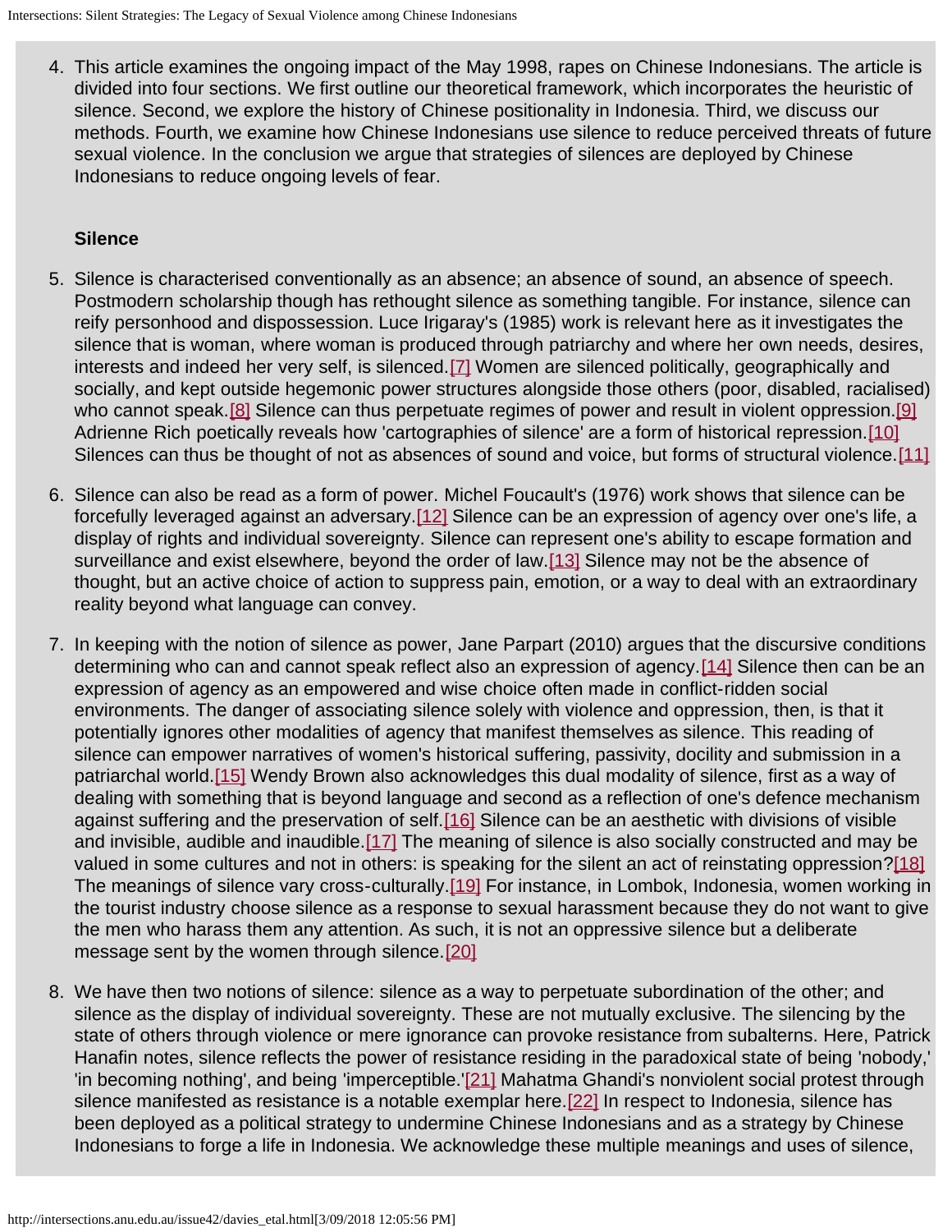4. This article examines the ongoing impact of the May 1998, rapes on Chinese Indonesians. The article is divided into four sections. We first outline our theoretical framework, which incorporates the heuristic of silence. Second, we explore the history of Chinese positionality in Indonesia. Third, we discuss our methods. Fourth, we examine how Chinese Indonesians use silence to reduce perceived threats of future sexual violence. In the conclusion we argue that strategies of silences are deployed by Chinese Indonesians to reduce ongoing levels of fear.

### Silence

5. Silence is characterised conventionally as an absence; an absence of sound, an absence of speech. Postmodern scholarship though has rethought silence as something tangible. For instance, silence can reify personhood and dispossession. Luce Irigaray's (1985) work is relevant here as it investigates the silence that is woman, where woman is produced through patriarchy and where her own needs, desires, interests and indeed her very self, is silenced.[7] Women are silenced politically, geographically and socially, and kept outside hegemonic power structures alongside those others (poor, disabled, racialised) who cannot speak.[8] Silence can thus perpetuate regimes of power and result in violent oppression.[9] Adrienne Rich poetically reveals how 'cartographies of silence' are a form of historical repression.[10] Silences can thus be thought of not as absences of sound and voice, but forms of structural violence.[11]

6. Silence can also be read as a form of power. Michel Foucault's (1976) work shows that silence can be forcefully leveraged against an adversary.[12] Silence can be an expression of agency over one's life, a display of rights and individual sovereignty. Silence can represent one's ability to escape formation and surveillance and exist elsewhere, beyond the order of law.[13] Silence may not be the absence of thought, but an active choice of action to suppress pain, emotion, or a way to deal with an extraordinary reality beyond what language can convey.

7. In keeping with the notion of silence as power, Jane Parpart (2010) argues that the discursive conditions determining who can and cannot speak reflect also an expression of agency.[14] Silence then can be an expression of agency as an empowered and wise choice often made in conflict-ridden social environments. The danger of associating silence solely with violence and oppression, then, is that it potentially ignores other modalities of agency that manifest themselves as silence. This reading of silence can empower narratives of women's historical suffering, passivity, docility and submission in a patriarchal world.[15] Wendy Brown also acknowledges this dual modality of silence, first as a way of dealing with something that is beyond language and second as a reflection of one's defence mechanism against suffering and the preservation of self.[16] Silence can be an aesthetic with divisions of visible and invisible, audible and inaudible.[17] The meaning of silence is also socially constructed and may be valued in some cultures and not in others: is speaking for the silent an act of reinstating oppression?[18] The meanings of silence vary cross-culturally.[19] For instance, in Lombok, Indonesia, women working in the tourist industry choose silence as a response to sexual harassment because they do not want to give the men who harass them any attention. As such, it is not an oppressive silence but a deliberate message sent by the women through silence.[20]

8. We have then two notions of silence: silence as a way to perpetuate subordination of the other; and silence as the display of individual sovereignty. These are not mutually exclusive. The silencing by the state of others through violence or mere ignorance can provoke resistance from subalterns. Here, Patrick Hanafin notes, silence reflects the power of resistance residing in the paradoxical state of being 'nobody,' 'in becoming nothing', and being 'imperceptible.'[21] Mahatma Ghandi's nonviolent social protest through silence manifested as resistance is a notable exemplar here.[22] In respect to Indonesia, silence has been deployed as a political strategy to undermine Chinese Indonesians and as a strategy by Chinese Indonesians to forge a life in Indonesia. We acknowledge these multiple meanings and uses of silence,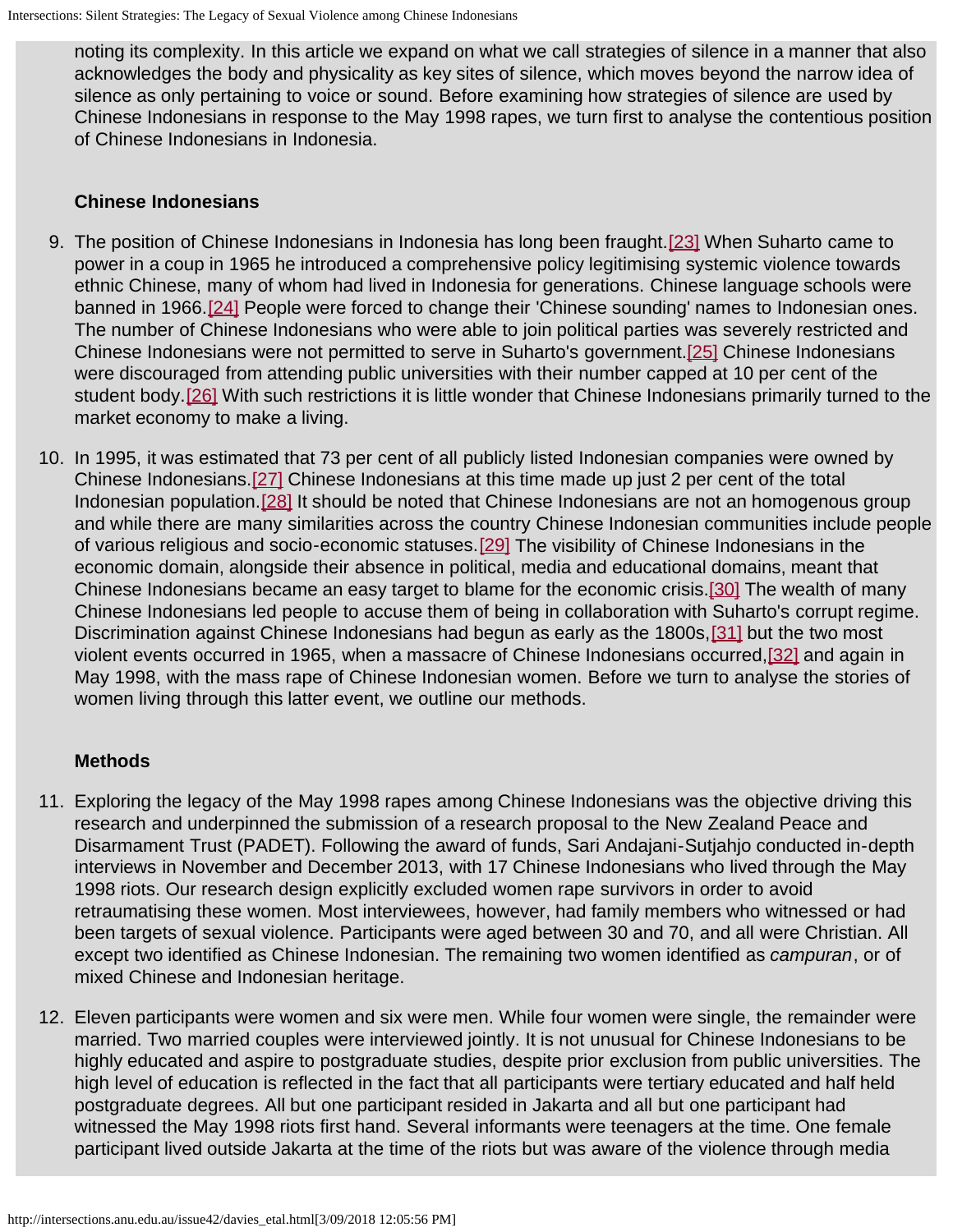noting its complexity. In this article we expand on what we call strategies of silence in a manner that also acknowledges the body and physicality as key sites of silence, which moves beyond the narrow idea of silence as only pertaining to voice or sound. Before examining how strategies of silence are used by Chinese Indonesians in response to the May 1998 rapes, we turn first to analyse the contentious position of Chinese Indonesians in Indonesia.

### Chinese Indonesians

9. The position of Chinese Indonesians in Indonesia has long been fraught.[23] When Suharto came to power in a coup in 1965 he introduced a comprehensive policy legitimising systemic violence towards ethnic Chinese, many of whom had lived in Indonesia for generations. Chinese language schools were banned in 1966.[24] People were forced to change their 'Chinese sounding' names to Indonesian ones. The number of Chinese Indonesians who were able to join political parties was severely restricted and Chinese Indonesians were not permitted to serve in Suharto's government.[25] Chinese Indonesians were discouraged from attending public universities with their number capped at 10 per cent of the student body.[26] With such restrictions it is little wonder that Chinese Indonesians primarily turned to the market economy to make a living.

10. In 1995, it was estimated that 73 per cent of all publicly listed Indonesian companies were owned by Chinese Indonesians.[27] Chinese Indonesians at this time made up just 2 per cent of the total Indonesian population.[28] It should be noted that Chinese Indonesians are not an homogenous group and while there are many similarities across the country Chinese Indonesian communities include people of various religious and socio-economic statuses.[29] The visibility of Chinese Indonesians in the economic domain, alongside their absence in political, media and educational domains, meant that Chinese Indonesians became an easy target to blame for the economic crisis.[30] The wealth of many Chinese Indonesians led people to accuse them of being in collaboration with Suharto's corrupt regime. Discrimination against Chinese Indonesians had begun as early as the 1800s,[31] but the two most violent events occurred in 1965, when a massacre of Chinese Indonesians occurred,[32] and again in May 1998, with the mass rape of Chinese Indonesian women. Before we turn to analyse the stories of women living through this latter event, we outline our methods.

### Methods

11. Exploring the legacy of the May 1998 rapes among Chinese Indonesians was the objective driving this research and underpinned the submission of a research proposal to the New Zealand Peace and Disarmament Trust (PADET). Following the award of funds, Sari Andajani-Sutjahjo conducted in-depth interviews in November and December 2013, with 17 Chinese Indonesians who lived through the May 1998 riots. Our research design explicitly excluded women rape survivors in order to avoid retraumatising these women. Most interviewees, however, had family members who witnessed or had been targets of sexual violence. Participants were aged between 30 and 70, and all were Christian. All except two identified as Chinese Indonesian. The remaining two women identified as *campuran*, or of mixed Chinese and Indonesian heritage.

12. Eleven participants were women and six were men. While four women were single, the remainder were married. Two married couples were interviewed jointly. It is not unusual for Chinese Indonesians to be highly educated and aspire to postgraduate studies, despite prior exclusion from public universities. The high level of education is reflected in the fact that all participants were tertiary educated and half held postgraduate degrees. All but one participant resided in Jakarta and all but one participant had witnessed the May 1998 riots first hand. Several informants were teenagers at the time. One female participant lived outside Jakarta at the time of the riots but was aware of the violence through media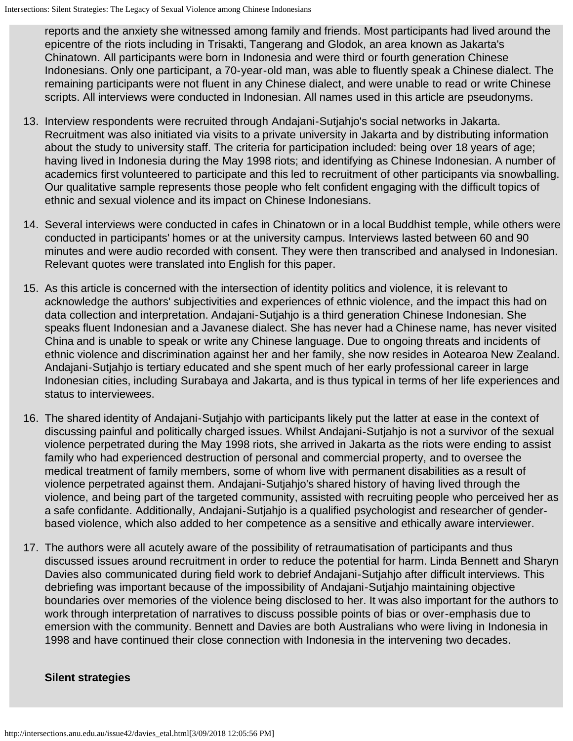reports and the anxiety she witnessed among family and friends. Most participants had lived around the epicentre of the riots including in Trisakti, Tangerang and Glodok, an area known as Jakarta's Chinatown. All participants were born in Indonesia and were third or fourth generation Chinese Indonesians. Only one participant, a 70-year-old man, was able to fluently speak a Chinese dialect. The remaining participants were not fluent in any Chinese dialect, and were unable to read or write Chinese scripts. All interviews were conducted in Indonesian. All names used in this article are pseudonyms.

13. Interview respondents were recruited through Andajani-Sutjahjo's social networks in Jakarta. Recruitment was also initiated via visits to a private university in Jakarta and by distributing information about the study to university staff. The criteria for participation included: being over 18 years of age; having lived in Indonesia during the May 1998 riots; and identifying as Chinese Indonesian. A number of academics first volunteered to participate and this led to recruitment of other participants via snowballing. Our qualitative sample represents those people who felt confident engaging with the difficult topics of ethnic and sexual violence and its impact on Chinese Indonesians.

14. Several interviews were conducted in cafes in Chinatown or in a local Buddhist temple, while others were conducted in participants' homes or at the university campus. Interviews lasted between 60 and 90 minutes and were audio recorded with consent. They were then transcribed and analysed in Indonesian. Relevant quotes were translated into English for this paper.

15. As this article is concerned with the intersection of identity politics and violence, it is relevant to acknowledge the authors' subjectivities and experiences of ethnic violence, and the impact this had on data collection and interpretation. Andajani-Sutjahjo is a third generation Chinese Indonesian. She speaks fluent Indonesian and a Javanese dialect. She has never had a Chinese name, has never visited China and is unable to speak or write any Chinese language. Due to ongoing threats and incidents of ethnic violence and discrimination against her and her family, she now resides in Aotearoa New Zealand. Andajani-Sutjahjo is tertiary educated and she spent much of her early professional career in large Indonesian cities, including Surabaya and Jakarta, and is thus typical in terms of her life experiences and status to interviewees.

16. The shared identity of Andajani-Sutjahjo with participants likely put the latter at ease in the context of discussing painful and politically charged issues. Whilst Andajani-Sutjahjo is not a survivor of the sexual violence perpetrated during the May 1998 riots, she arrived in Jakarta as the riots were ending to assist family who had experienced destruction of personal and commercial property, and to oversee the medical treatment of family members, some of whom live with permanent disabilities as a result of violence perpetrated against them. Andajani-Sutjahjo's shared history of having lived through the violence, and being part of the targeted community, assisted with recruiting people who perceived her as a safe confidante. Additionally, Andajani-Sutjahjo is a qualified psychologist and researcher of gender-based violence, which also added to her competence as a sensitive and ethically aware interviewer.

17. The authors were all acutely aware of the possibility of retraumatisation of participants and thus discussed issues around recruitment in order to reduce the potential for harm. Linda Bennett and Sharyn Davies also communicated during field work to debrief Andajani-Sutjahjo after difficult interviews. This debriefing was important because of the impossibility of Andajani-Sutjahjo maintaining objective boundaries over memories of the violence being disclosed to her. It was also important for the authors to work through interpretation of narratives to discuss possible points of bias or over-emphasis due to emersion with the community. Bennett and Davies are both Australians who were living in Indonesia in 1998 and have continued their close connection with Indonesia in the intervening two decades.

**Silent strategies**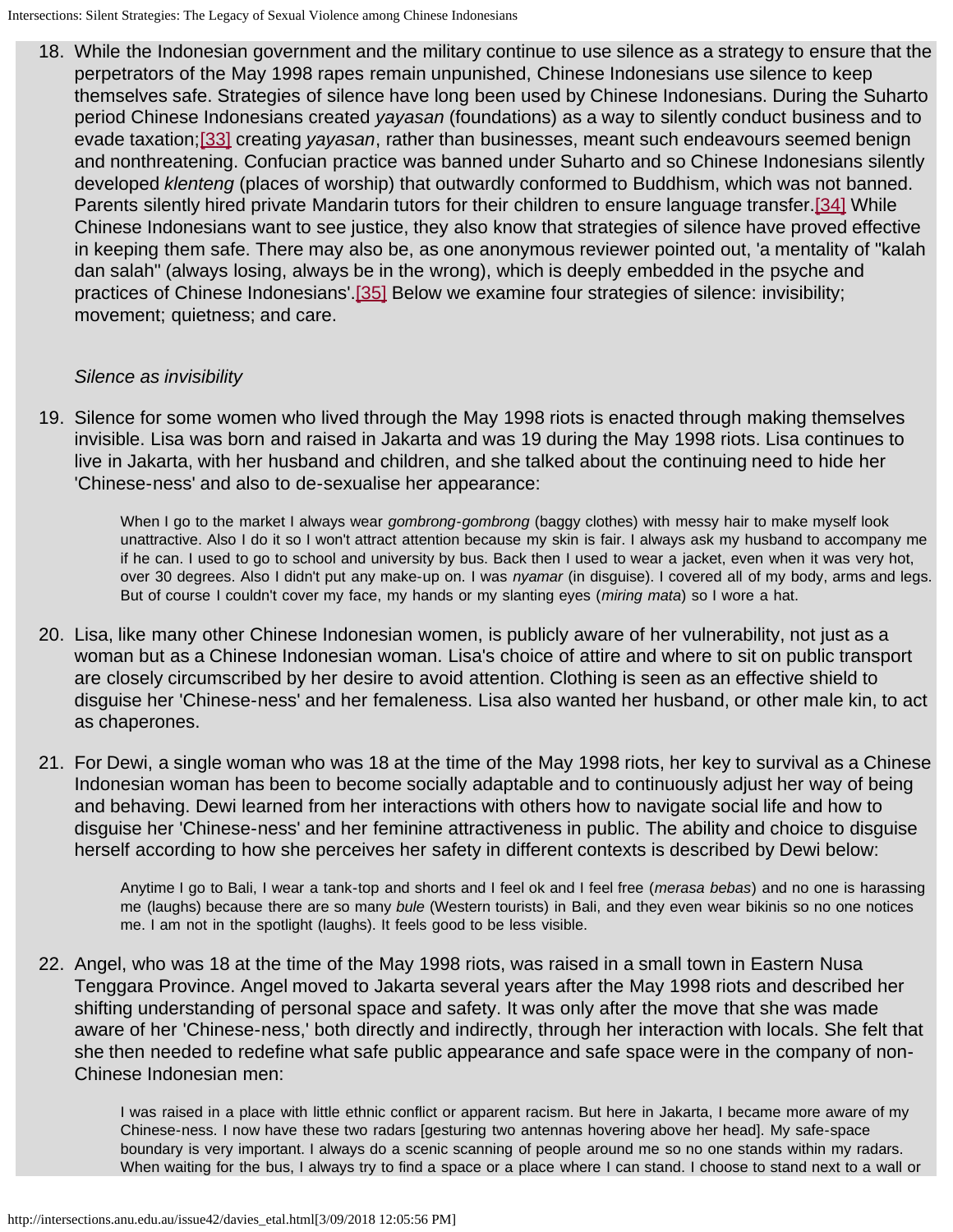18. While the Indonesian government and the military continue to use silence as a strategy to ensure that the perpetrators of the May 1998 rapes remain unpunished, Chinese Indonesians use silence to keep themselves safe. Strategies of silence have long been used by Chinese Indonesians. During the Suharto period Chinese Indonesians created *yayasan* (foundations) as a way to silently conduct business and to evade taxation;[33] creating *yayasan*, rather than businesses, meant such endeavours seemed benign and nonthreatening. Confucian practice was banned under Suharto and so Chinese Indonesians silently developed *klenteng* (places of worship) that outwardly conformed to Buddhism, which was not banned. Parents silently hired private Mandarin tutors for their children to ensure language transfer.[34] While Chinese Indonesians want to see justice, they also know that strategies of silence have proved effective in keeping them safe. There may also be, as one anonymous reviewer pointed out, 'a mentality of "kalah dan salah" (always losing, always be in the wrong), which is deeply embedded in the psyche and practices of Chinese Indonesians'.[35] Below we examine four strategies of silence: invisibility; movement; quietness; and care.

*Silence as invisibility*

19. Silence for some women who lived through the May 1998 riots is enacted through making themselves invisible. Lisa was born and raised in Jakarta and was 19 during the May 1998 riots. Lisa continues to live in Jakarta, with her husband and children, and she talked about the continuing need to hide her 'Chinese-ness' and also to de-sexualise her appearance:

> When I go to the market I always wear *gombrong-gombrong* (baggy clothes) with messy hair to make myself look unattractive. Also I do it so I won't attract attention because my skin is fair. I always ask my husband to accompany me if he can. I used to go to school and university by bus. Back then I used to wear a jacket, even when it was very hot, over 30 degrees. Also I didn't put any make-up on. I was *nyamar* (in disguise). I covered all of my body, arms and legs. But of course I couldn't cover my face, my hands or my slanting eyes (*miring mata*) so I wore a hat.

20. Lisa, like many other Chinese Indonesian women, is publicly aware of her vulnerability, not just as a woman but as a Chinese Indonesian woman. Lisa's choice of attire and where to sit on public transport are closely circumscribed by her desire to avoid attention. Clothing is seen as an effective shield to disguise her 'Chinese-ness' and her femaleness. Lisa also wanted her husband, or other male kin, to act as chaperones.

21. For Dewi, a single woman who was 18 at the time of the May 1998 riots, her key to survival as a Chinese Indonesian woman has been to become socially adaptable and to continuously adjust her way of being and behaving. Dewi learned from her interactions with others how to navigate social life and how to disguise her 'Chinese-ness' and her feminine attractiveness in public. The ability and choice to disguise herself according to how she perceives her safety in different contexts is described by Dewi below:

> Anytime I go to Bali, I wear a tank-top and shorts and I feel ok and I feel free (*merasa bebas*) and no one is harassing me (laughs) because there are so many *bule* (Western tourists) in Bali, and they even wear bikinis so no one notices me. I am not in the spotlight (laughs). It feels good to be less visible.

22. Angel, who was 18 at the time of the May 1998 riots, was raised in a small town in Eastern Nusa Tenggara Province. Angel moved to Jakarta several years after the May 1998 riots and described her shifting understanding of personal space and safety. It was only after the move that she was made aware of her 'Chinese-ness,' both directly and indirectly, through her interaction with locals. She felt that she then needed to redefine what safe public appearance and safe space were in the company of non-Chinese Indonesian men:

> I was raised in a place with little ethnic conflict or apparent racism. But here in Jakarta, I became more aware of my Chinese-ness. I now have these two radars [gesturing two antennas hovering above her head]. My safe-space boundary is very important. I always do a scenic scanning of people around me so no one stands within my radars. When waiting for the bus, I always try to find a space or a place where I can stand. I choose to stand next to a wall or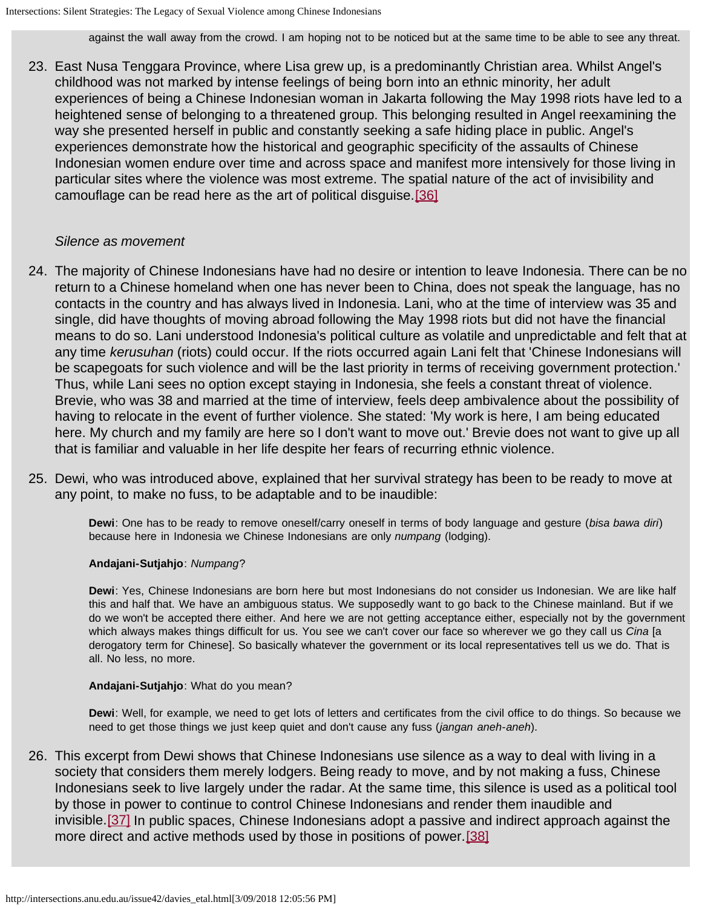against the wall away from the crowd. I am hoping not to be noticed but at the same time to be able to see any threat.

23. East Nusa Tenggara Province, where Lisa grew up, is a predominantly Christian area. Whilst Angel's childhood was not marked by intense feelings of being born into an ethnic minority, her adult experiences of being a Chinese Indonesian woman in Jakarta following the May 1998 riots have led to a heightened sense of belonging to a threatened group. This belonging resulted in Angel reexamining the way she presented herself in public and constantly seeking a safe hiding place in public. Angel's experiences demonstrate how the historical and geographic specificity of the assaults of Chinese Indonesian women endure over time and across space and manifest more intensively for those living in particular sites where the violence was most extreme. The spatial nature of the act of invisibility and camouflage can be read here as the art of political disguise.[36]

*Silence as movement*

24. The majority of Chinese Indonesians have had no desire or intention to leave Indonesia. There can be no return to a Chinese homeland when one has never been to China, does not speak the language, has no contacts in the country and has always lived in Indonesia. Lani, who at the time of interview was 35 and single, did have thoughts of moving abroad following the May 1998 riots but did not have the financial means to do so. Lani understood Indonesia's political culture as volatile and unpredictable and felt that at any time *kerusuhan* (riots) could occur. If the riots occurred again Lani felt that 'Chinese Indonesians will be scapegoats for such violence and will be the last priority in terms of receiving government protection.' Thus, while Lani sees no option except staying in Indonesia, she feels a constant threat of violence. Brevie, who was 38 and married at the time of interview, feels deep ambivalence about the possibility of having to relocate in the event of further violence. She stated: 'My work is here, I am being educated here. My church and my family are here so I don't want to move out.' Brevie does not want to give up all that is familiar and valuable in her life despite her fears of recurring ethnic violence.

25. Dewi, who was introduced above, explained that her survival strategy has been to be ready to move at any point, to make no fuss, to be adaptable and to be inaudible:

> **Dewi**: One has to be ready to remove oneself/carry oneself in terms of body language and gesture (*bisa bawa diri*) because here in Indonesia we Chinese Indonesians are only *numpang* (lodging).
>
> **Andajani-Sutjahjo**: *Numpang*?
>
> **Dewi**: Yes, Chinese Indonesians are born here but most Indonesians do not consider us Indonesian. We are like half this and half that. We have an ambiguous status. We supposedly want to go back to the Chinese mainland. But if we do we won't be accepted there either. And here we are not getting acceptance either, especially not by the government which always makes things difficult for us. You see we can't cover our face so wherever we go they call us *Cina* [a derogatory term for Chinese]. So basically whatever the government or its local representatives tell us we do. That is all. No less, no more.
>
> **Andajani-Sutjahjo**: What do you mean?
>
> **Dewi**: Well, for example, we need to get lots of letters and certificates from the civil office to do things. So because we need to get those things we just keep quiet and don't cause any fuss (*jangan aneh-aneh*).

26. This excerpt from Dewi shows that Chinese Indonesians use silence as a way to deal with living in a society that considers them merely lodgers. Being ready to move, and by not making a fuss, Chinese Indonesians seek to live largely under the radar. At the same time, this silence is used as a political tool by those in power to continue to control Chinese Indonesians and render them inaudible and invisible.[37] In public spaces, Chinese Indonesians adopt a passive and indirect approach against the more direct and active methods used by those in positions of power.[38]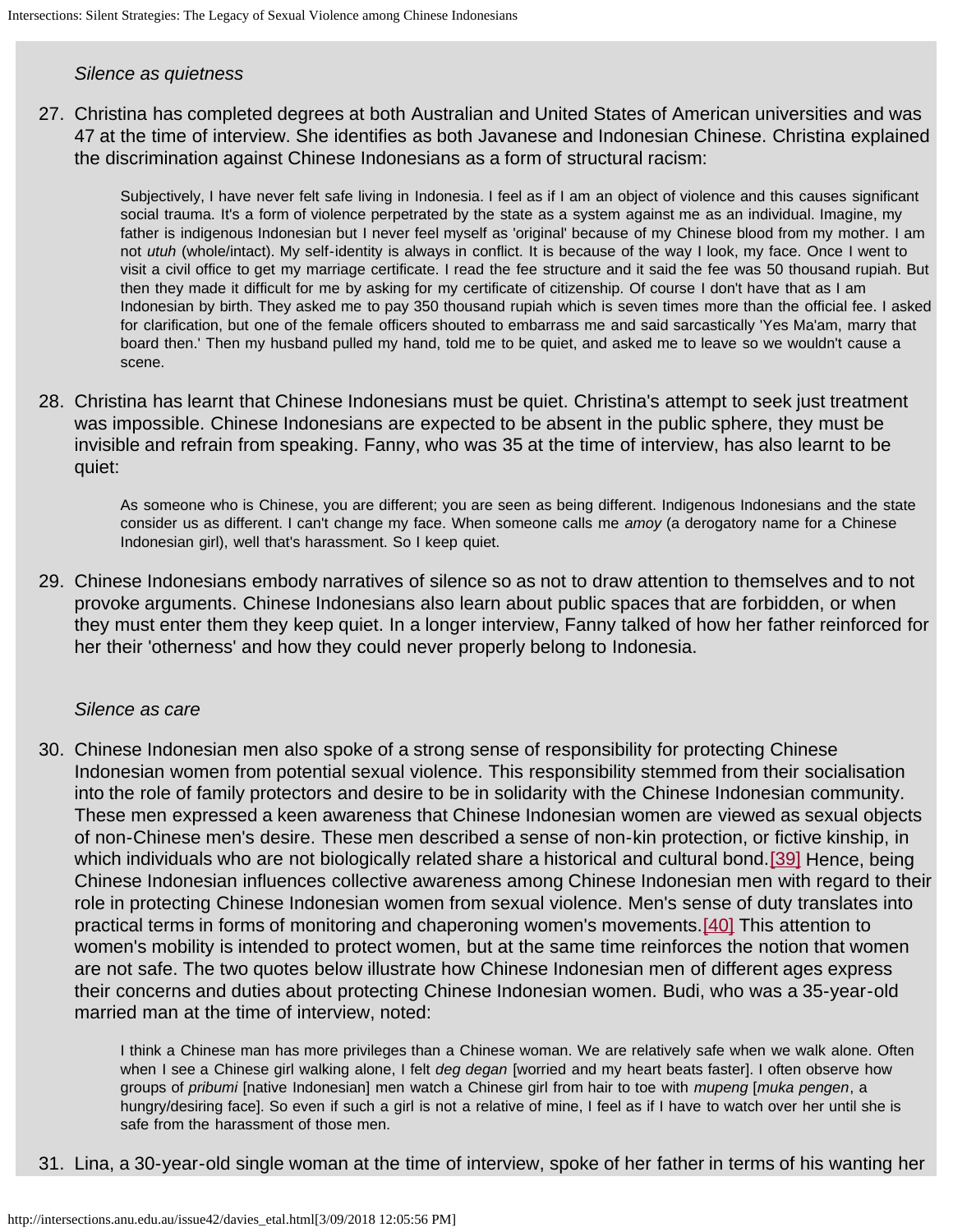*Silence as quietness*

27. Christina has completed degrees at both Australian and United States of American universities and was 47 at the time of interview. She identifies as both Javanese and Indonesian Chinese. Christina explained the discrimination against Chinese Indonesians as a form of structural racism:

> Subjectively, I have never felt safe living in Indonesia. I feel as if I am an object of violence and this causes significant social trauma. It's a form of violence perpetrated by the state as a system against me as an individual. Imagine, my father is indigenous Indonesian but I never feel myself as 'original' because of my Chinese blood from my mother. I am not *utuh* (whole/intact). My self-identity is always in conflict. It is because of the way I look, my face. Once I went to visit a civil office to get my marriage certificate. I read the fee structure and it said the fee was 50 thousand rupiah. But then they made it difficult for me by asking for my certificate of citizenship. Of course I don't have that as I am Indonesian by birth. They asked me to pay 350 thousand rupiah which is seven times more than the official fee. I asked for clarification, but one of the female officers shouted to embarrass me and said sarcastically 'Yes Ma'am, marry that board then.' Then my husband pulled my hand, told me to be quiet, and asked me to leave so we wouldn't cause a scene.

28. Christina has learnt that Chinese Indonesians must be quiet. Christina's attempt to seek just treatment was impossible. Chinese Indonesians are expected to be absent in the public sphere, they must be invisible and refrain from speaking. Fanny, who was 35 at the time of interview, has also learnt to be quiet:

> As someone who is Chinese, you are different; you are seen as being different. Indigenous Indonesians and the state consider us as different. I can't change my face. When someone calls me *amoy* (a derogatory name for a Chinese Indonesian girl), well that's harassment. So I keep quiet.

29. Chinese Indonesians embody narratives of silence so as not to draw attention to themselves and to not provoke arguments. Chinese Indonesians also learn about public spaces that are forbidden, or when they must enter them they keep quiet. In a longer interview, Fanny talked of how her father reinforced for her their 'otherness' and how they could never properly belong to Indonesia.

*Silence as care*

30. Chinese Indonesian men also spoke of a strong sense of responsibility for protecting Chinese Indonesian women from potential sexual violence. This responsibility stemmed from their socialisation into the role of family protectors and desire to be in solidarity with the Chinese Indonesian community. These men expressed a keen awareness that Chinese Indonesian women are viewed as sexual objects of non-Chinese men's desire. These men described a sense of non-kin protection, or fictive kinship, in which individuals who are not biologically related share a historical and cultural bond.[39] Hence, being Chinese Indonesian influences collective awareness among Chinese Indonesian men with regard to their role in protecting Chinese Indonesian women from sexual violence. Men's sense of duty translates into practical terms in forms of monitoring and chaperoning women's movements.[40] This attention to women's mobility is intended to protect women, but at the same time reinforces the notion that women are not safe. The two quotes below illustrate how Chinese Indonesian men of different ages express their concerns and duties about protecting Chinese Indonesian women. Budi, who was a 35-year-old married man at the time of interview, noted:

> I think a Chinese man has more privileges than a Chinese woman. We are relatively safe when we walk alone. Often when I see a Chinese girl walking alone, I felt *deg degan* [worried and my heart beats faster]. I often observe how groups of *pribumi* [native Indonesian] men watch a Chinese girl from hair to toe with *mupeng* [*muka pengen*, a hungry/desiring face]. So even if such a girl is not a relative of mine, I feel as if I have to watch over her until she is safe from the harassment of those men.

31. Lina, a 30-year-old single woman at the time of interview, spoke of her father in terms of his wanting her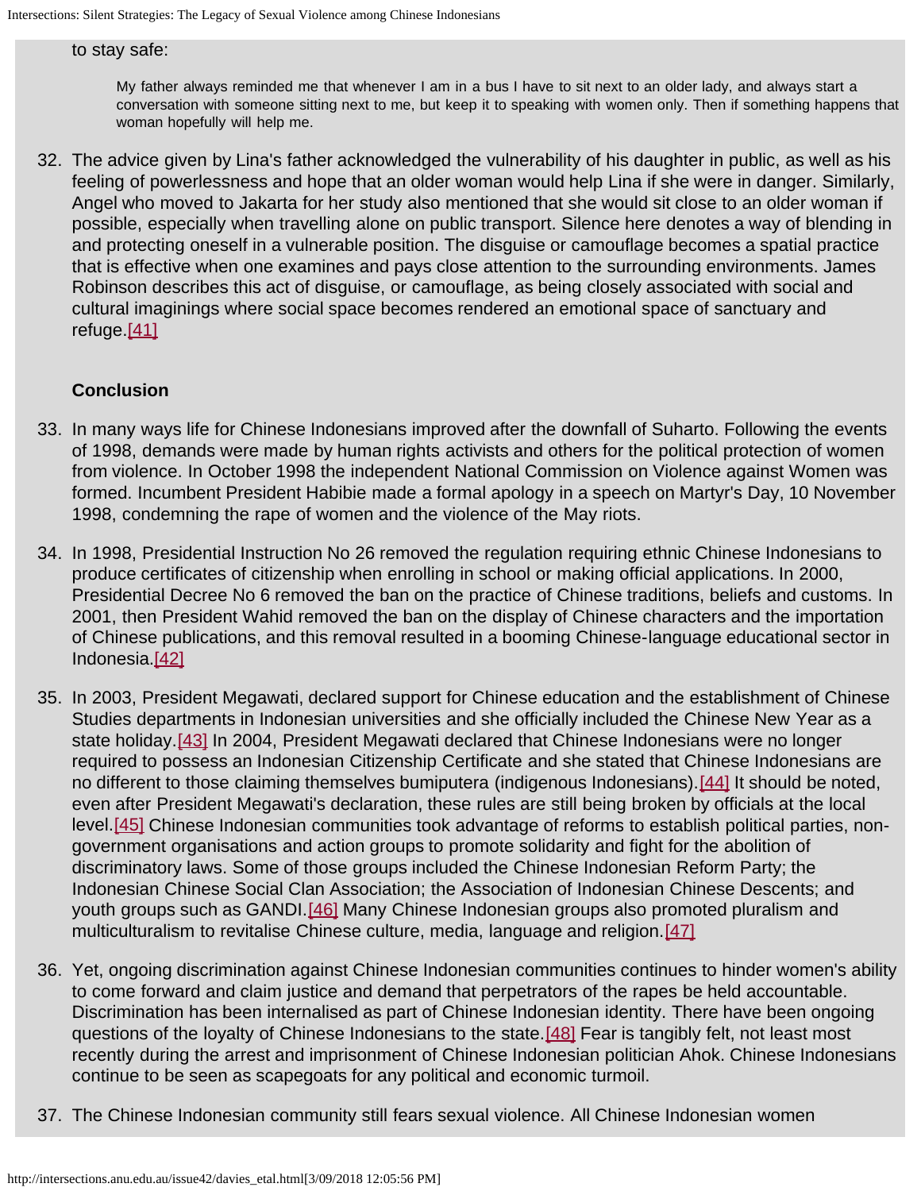to stay safe:

> My father always reminded me that whenever I am in a bus I have to sit next to an older lady, and always start a conversation with someone sitting next to me, but keep it to speaking with women only. Then if something happens that woman hopefully will help me.

32. The advice given by Lina's father acknowledged the vulnerability of his daughter in public, as well as his feeling of powerlessness and hope that an older woman would help Lina if she were in danger. Similarly, Angel who moved to Jakarta for her study also mentioned that she would sit close to an older woman if possible, especially when travelling alone on public transport. Silence here denotes a way of blending in and protecting oneself in a vulnerable position. The disguise or camouflage becomes a spatial practice that is effective when one examines and pays close attention to the surrounding environments. James Robinson describes this act of disguise, or camouflage, as being closely associated with social and cultural imaginings where social space becomes rendered an emotional space of sanctuary and refuge.[41]

### Conclusion

33. In many ways life for Chinese Indonesians improved after the downfall of Suharto. Following the events of 1998, demands were made by human rights activists and others for the political protection of women from violence. In October 1998 the independent National Commission on Violence against Women was formed. Incumbent President Habibie made a formal apology in a speech on Martyr's Day, 10 November 1998, condemning the rape of women and the violence of the May riots.

34. In 1998, Presidential Instruction No 26 removed the regulation requiring ethnic Chinese Indonesians to produce certificates of citizenship when enrolling in school or making official applications. In 2000, Presidential Decree No 6 removed the ban on the practice of Chinese traditions, beliefs and customs. In 2001, then President Wahid removed the ban on the display of Chinese characters and the importation of Chinese publications, and this removal resulted in a booming Chinese-language educational sector in Indonesia.[42]

35. In 2003, President Megawati, declared support for Chinese education and the establishment of Chinese Studies departments in Indonesian universities and she officially included the Chinese New Year as a state holiday.[43] In 2004, President Megawati declared that Chinese Indonesians were no longer required to possess an Indonesian Citizenship Certificate and she stated that Chinese Indonesians are no different to those claiming themselves bumiputera (indigenous Indonesians).[44] It should be noted, even after President Megawati's declaration, these rules are still being broken by officials at the local level.[45] Chinese Indonesian communities took advantage of reforms to establish political parties, non-government organisations and action groups to promote solidarity and fight for the abolition of discriminatory laws. Some of those groups included the Chinese Indonesian Reform Party; the Indonesian Chinese Social Clan Association; the Association of Indonesian Chinese Descents; and youth groups such as GANDI.[46] Many Chinese Indonesian groups also promoted pluralism and multiculturalism to revitalise Chinese culture, media, language and religion.[47]

36. Yet, ongoing discrimination against Chinese Indonesian communities continues to hinder women's ability to come forward and claim justice and demand that perpetrators of the rapes be held accountable. Discrimination has been internalised as part of Chinese Indonesian identity. There have been ongoing questions of the loyalty of Chinese Indonesians to the state.[48] Fear is tangibly felt, not least most recently during the arrest and imprisonment of Chinese Indonesian politician Ahok. Chinese Indonesians continue to be seen as scapegoats for any political and economic turmoil.

37. The Chinese Indonesian community still fears sexual violence. All Chinese Indonesian women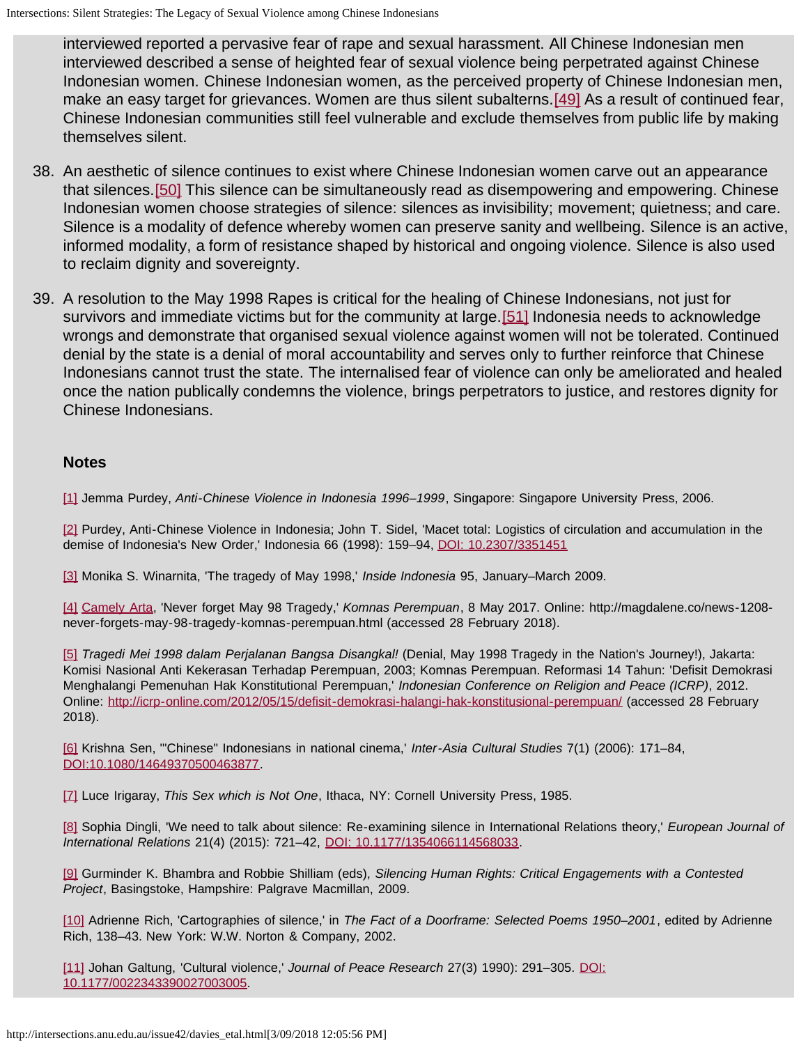interviewed reported a pervasive fear of rape and sexual harassment. All Chinese Indonesian men interviewed described a sense of heighted fear of sexual violence being perpetrated against Chinese Indonesian women. Chinese Indonesian women, as the perceived property of Chinese Indonesian men, make an easy target for grievances. Women are thus silent subalterns.[49] As a result of continued fear, Chinese Indonesian communities still feel vulnerable and exclude themselves from public life by making themselves silent.

38. An aesthetic of silence continues to exist where Chinese Indonesian women carve out an appearance that silences.[50] This silence can be simultaneously read as disempowering and empowering. Chinese Indonesian women choose strategies of silence: silences as invisibility; movement; quietness; and care. Silence is a modality of defence whereby women can preserve sanity and wellbeing. Silence is an active, informed modality, a form of resistance shaped by historical and ongoing violence. Silence is also used to reclaim dignity and sovereignty.

39. A resolution to the May 1998 Rapes is critical for the healing of Chinese Indonesians, not just for survivors and immediate victims but for the community at large.[51] Indonesia needs to acknowledge wrongs and demonstrate that organised sexual violence against women will not be tolerated. Continued denial by the state is a denial of moral accountability and serves only to further reinforce that Chinese Indonesians cannot trust the state. The internalised fear of violence can only be ameliorated and healed once the nation publically condemns the violence, brings perpetrators to justice, and restores dignity for Chinese Indonesians.

### Notes

[1] Jemma Purdey, *Anti-Chinese Violence in Indonesia 1996–1999*, Singapore: Singapore University Press, 2006.

[2] Purdey, Anti-Chinese Violence in Indonesia; John T. Sidel, 'Macet total: Logistics of circulation and accumulation in the demise of Indonesia's New Order,' Indonesia 66 (1998): 159–94, DOI: 10.2307/3351451

[3] Monika S. Winarnita, 'The tragedy of May 1998,' *Inside Indonesia* 95, January–March 2009.

[4] Camely Arta, 'Never forget May 98 Tragedy,' *Komnas Perempuan*, 8 May 2017. Online: http://magdalene.co/news-1208-never-forgets-may-98-tragedy-komnas-perempuan.html (accessed 28 February 2018).

[5] *Tragedi Mei 1998 dalam Perjalanan Bangsa Disangkal!* (Denial, May 1998 Tragedy in the Nation's Journey!), Jakarta: Komisi Nasional Anti Kekerasan Terhadap Perempuan, 2003; Komnas Perempuan. Reformasi 14 Tahun: 'Defisit Demokrasi Menghalangi Pemenuhan Hak Konstitutional Perempuan,' *Indonesian Conference on Religion and Peace (ICRP)*, 2012. Online: http://icrp-online.com/2012/05/15/defisit-demokrasi-halangi-hak-konstitusional-perempuan/ (accessed 28 February 2018).

[6] Krishna Sen, '"Chinese" Indonesians in national cinema,' *Inter-Asia Cultural Studies* 7(1) (2006): 171–84, DOI:10.1080/14649370500463877.

[7] Luce Irigaray, *This Sex which is Not One*, Ithaca, NY: Cornell University Press, 1985.

[8] Sophia Dingli, 'We need to talk about silence: Re-examining silence in International Relations theory,' *European Journal of International Relations* 21(4) (2015): 721–42, DOI: 10.1177/1354066114568033.

[9] Gurminder K. Bhambra and Robbie Shilliam (eds), *Silencing Human Rights: Critical Engagements with a Contested Project*, Basingstoke, Hampshire: Palgrave Macmillan, 2009.

[10] Adrienne Rich, 'Cartographies of silence,' in *The Fact of a Doorframe: Selected Poems 1950–2001*, edited by Adrienne Rich, 138–43. New York: W.W. Norton & Company, 2002.

[11] Johan Galtung, 'Cultural violence,' *Journal of Peace Research* 27(3) 1990): 291–305. DOI: 10.1177/0022343390027003005.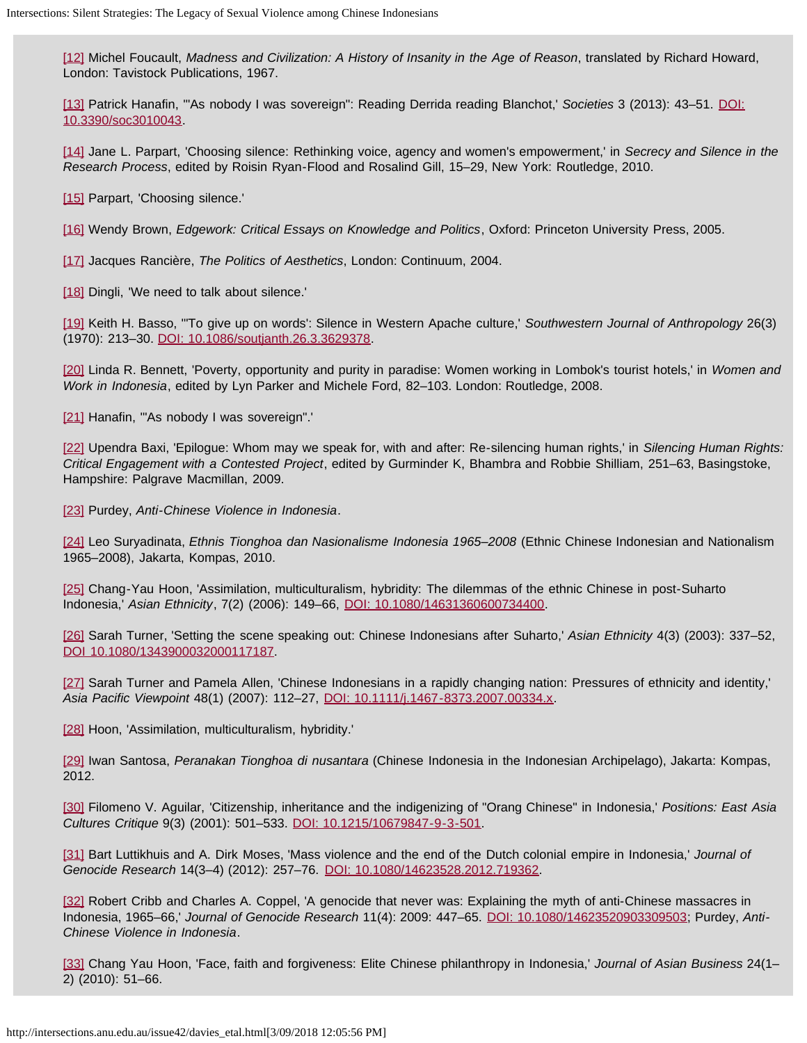[12] Michel Foucault, *Madness and Civilization: A History of Insanity in the Age of Reason*, translated by Richard Howard, London: Tavistock Publications, 1967.

[13] Patrick Hanafin, '"As nobody I was sovereign": Reading Derrida reading Blanchot,' *Societies* 3 (2013): 43–51. DOI: 10.3390/soc3010043.

[14] Jane L. Parpart, 'Choosing silence: Rethinking voice, agency and women's empowerment,' in *Secrecy and Silence in the Research Process*, edited by Roisin Ryan-Flood and Rosalind Gill, 15–29, New York: Routledge, 2010.

[15] Parpart, 'Choosing silence.'

[16] Wendy Brown, *Edgework: Critical Essays on Knowledge and Politics*, Oxford: Princeton University Press, 2005.

[17] Jacques Rancière, *The Politics of Aesthetics*, London: Continuum, 2004.

[18] Dingli, 'We need to talk about silence.'

[19] Keith H. Basso, '"To give up on words': Silence in Western Apache culture,' *Southwestern Journal of Anthropology* 26(3) (1970): 213–30. DOI: 10.1086/soutjanth.26.3.3629378.

[20] Linda R. Bennett, 'Poverty, opportunity and purity in paradise: Women working in Lombok's tourist hotels,' in *Women and Work in Indonesia*, edited by Lyn Parker and Michele Ford, 82–103. London: Routledge, 2008.

[21] Hanafin, '"As nobody I was sovereign".'

[22] Upendra Baxi, 'Epilogue: Whom may we speak for, with and after: Re-silencing human rights,' in *Silencing Human Rights: Critical Engagement with a Contested Project*, edited by Gurminder K, Bhambra and Robbie Shilliam, 251–63, Basingstoke, Hampshire: Palgrave Macmillan, 2009.

[23] Purdey, *Anti-Chinese Violence in Indonesia*.

[24] Leo Suryadinata, *Ethnis Tionghoa dan Nasionalisme Indonesia 1965–2008* (Ethnic Chinese Indonesian and Nationalism 1965–2008), Jakarta, Kompas, 2010.

[25] Chang-Yau Hoon, 'Assimilation, multiculturalism, hybridity: The dilemmas of the ethnic Chinese in post-Suharto Indonesia,' *Asian Ethnicity*, 7(2) (2006): 149–66, DOI: 10.1080/14631360600734400.

[26] Sarah Turner, 'Setting the scene speaking out: Chinese Indonesians after Suharto,' *Asian Ethnicity* 4(3) (2003): 337–52, DOI 10.1080/1343900032000117187.

[27] Sarah Turner and Pamela Allen, 'Chinese Indonesians in a rapidly changing nation: Pressures of ethnicity and identity,' *Asia Pacific Viewpoint* 48(1) (2007): 112–27, DOI: 10.1111/j.1467-8373.2007.00334.x.

[28] Hoon, 'Assimilation, multiculturalism, hybridity.'

[29] Iwan Santosa, *Peranakan Tionghoa di nusantara* (Chinese Indonesia in the Indonesian Archipelago), Jakarta: Kompas, 2012.

[30] Filomeno V. Aguilar, 'Citizenship, inheritance and the indigenizing of "Orang Chinese" in Indonesia,' *Positions: East Asia Cultures Critique* 9(3) (2001): 501–533. DOI: 10.1215/10679847-9-3-501.

[31] Bart Luttikhuis and A. Dirk Moses, 'Mass violence and the end of the Dutch colonial empire in Indonesia,' *Journal of Genocide Research* 14(3–4) (2012): 257–76. DOI: 10.1080/14623528.2012.719362.

[32] Robert Cribb and Charles A. Coppel, 'A genocide that never was: Explaining the myth of anti-Chinese massacres in Indonesia, 1965–66,' *Journal of Genocide Research* 11(4): 2009: 447–65. DOI: 10.1080/14623520903309503; Purdey, *Anti-Chinese Violence in Indonesia*.

[33] Chang Yau Hoon, 'Face, faith and forgiveness: Elite Chinese philanthropy in Indonesia,' *Journal of Asian Business* 24(1–2) (2010): 51–66.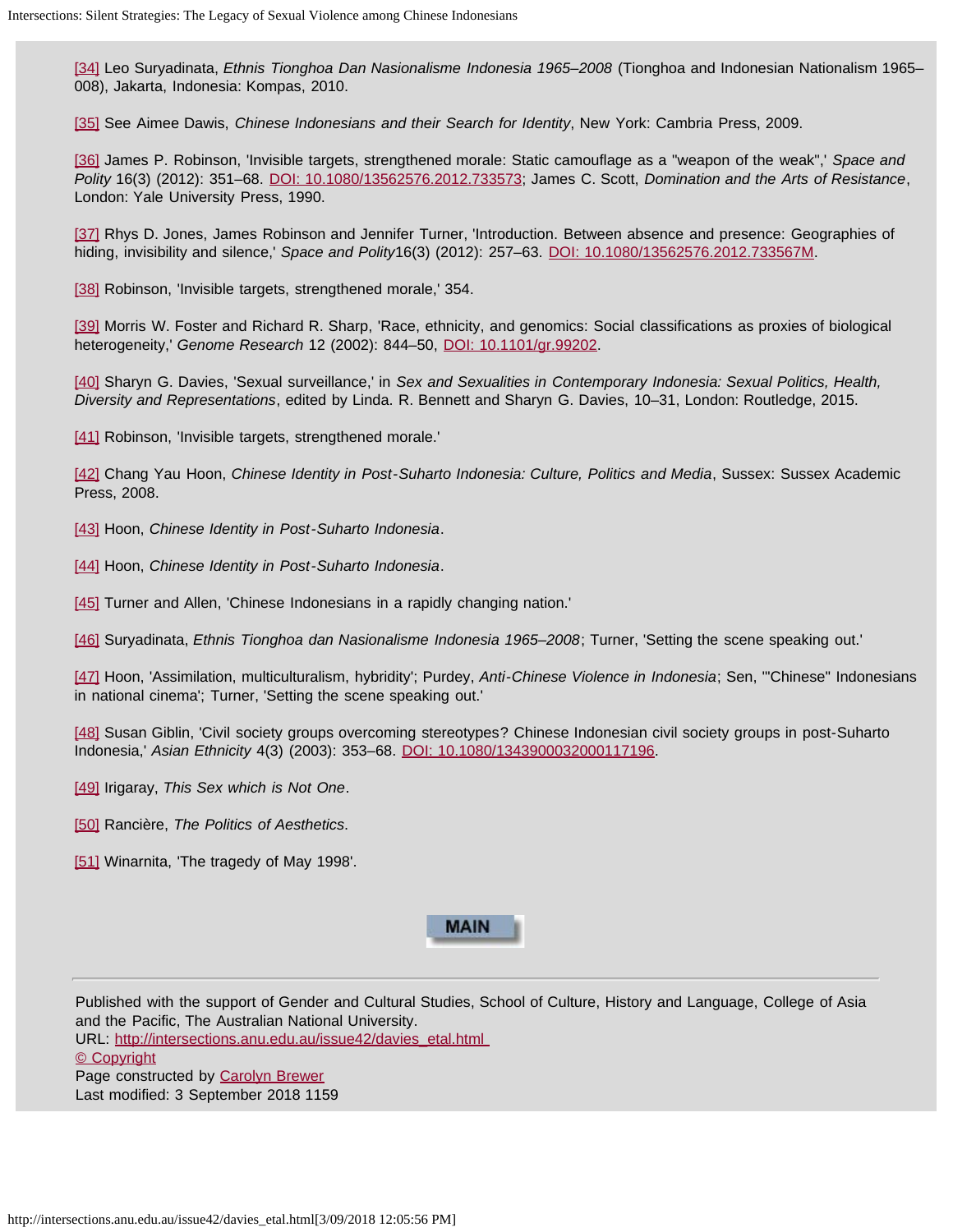[34] Leo Suryadinata, *Ethnis Tionghoa Dan Nasionalisme Indonesia 1965–2008* (Tionghoa and Indonesian Nationalism 1965–008), Jakarta, Indonesia: Kompas, 2010.

[35] See Aimee Dawis, *Chinese Indonesians and their Search for Identity*, New York: Cambria Press, 2009.

[36] James P. Robinson, 'Invisible targets, strengthened morale: Static camouflage as a "weapon of the weak",' *Space and Polity* 16(3) (2012): 351–68. DOI: 10.1080/13562576.2012.733573; James C. Scott, *Domination and the Arts of Resistance*, London: Yale University Press, 1990.

[37] Rhys D. Jones, James Robinson and Jennifer Turner, 'Introduction. Between absence and presence: Geographies of hiding, invisibility and silence,' *Space and Polity*16(3) (2012): 257–63. DOI: 10.1080/13562576.2012.733567M.

[38] Robinson, 'Invisible targets, strengthened morale,' 354.

[39] Morris W. Foster and Richard R. Sharp, 'Race, ethnicity, and genomics: Social classifications as proxies of biological heterogeneity,' *Genome Research* 12 (2002): 844–50, DOI: 10.1101/gr.99202.

[40] Sharyn G. Davies, 'Sexual surveillance,' in *Sex and Sexualities in Contemporary Indonesia: Sexual Politics, Health, Diversity and Representations*, edited by Linda. R. Bennett and Sharyn G. Davies, 10–31, London: Routledge, 2015.

[41] Robinson, 'Invisible targets, strengthened morale.'

[42] Chang Yau Hoon, *Chinese Identity in Post-Suharto Indonesia: Culture, Politics and Media*, Sussex: Sussex Academic Press, 2008.

[43] Hoon, *Chinese Identity in Post-Suharto Indonesia*.

[44] Hoon, *Chinese Identity in Post-Suharto Indonesia*.

[45] Turner and Allen, 'Chinese Indonesians in a rapidly changing nation.'

[46] Suryadinata, *Ethnis Tionghoa dan Nasionalisme Indonesia 1965–2008*; Turner, 'Setting the scene speaking out.'

[47] Hoon, 'Assimilation, multiculturalism, hybridity'; Purdey, *Anti-Chinese Violence in Indonesia*; Sen, '"Chinese" Indonesians in national cinema'; Turner, 'Setting the scene speaking out.'

[48] Susan Giblin, 'Civil society groups overcoming stereotypes? Chinese Indonesian civil society groups in post-Suharto Indonesia,' *Asian Ethnicity* 4(3) (2003): 353–68. DOI: 10.1080/1343900032000117196.

[49] Irigaray, *This Sex which is Not One*.

[50] Rancière, *The Politics of Aesthetics*.

[51] Winarnita, 'The tragedy of May 1998'.

MAIN

---

Published with the support of Gender and Cultural Studies, School of Culture, History and Language, College of Asia and the Pacific, The Australian National University.
URL: http://intersections.anu.edu.au/issue42/davies_etal.html
© Copyright
Page constructed by Carolyn Brewer
Last modified: 3 September 2018 1159